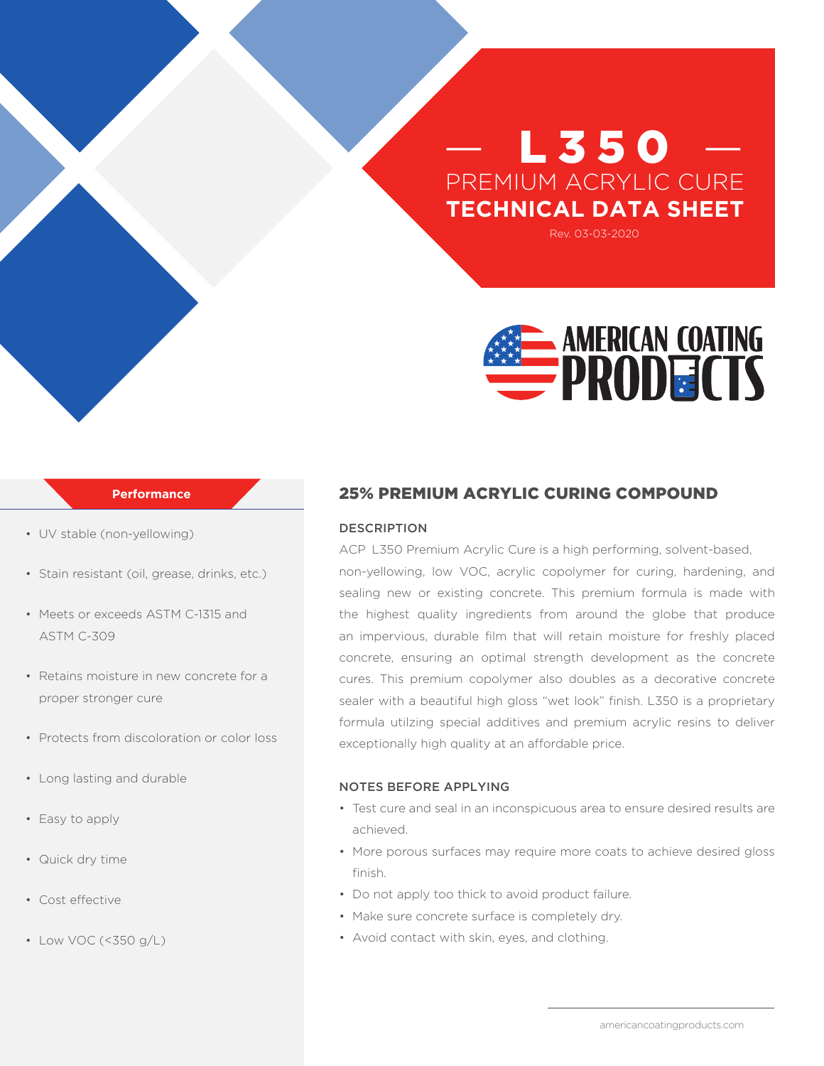# — L350 —

## PREMIUM ACRYLIC CURE

## TECHNICAL DATA SHEET

Rev. 03-03-2020

AMERICAN COATING PRODUCTS

### Performance

- UV stable (non-yellowing)
- Stain resistant (oil, grease, drinks, etc.)
- Meets or exceeds ASTM C-1315 and ASTM C-309
- Retains moisture in new concrete for a proper stronger cure
- Protects from discoloration or color loss
- Long lasting and durable
- Easy to apply
- Quick dry time
- Cost effective
- Low VOC (<350 g/L)

## 25% PREMIUM ACRYLIC CURING COMPOUND

### DESCRIPTION

ACP L350 Premium Acrylic Cure is a high performing, solvent-based, non-yellowing, low VOC, acrylic copolymer for curing, hardening, and sealing new or existing concrete. This premium formula is made with the highest quality ingredients from around the globe that produce an impervious, durable film that will retain moisture for freshly placed concrete, ensuring an optimal strength development as the concrete cures. This premium copolymer also doubles as a decorative concrete sealer with a beautiful high gloss "wet look" finish. L350 is a proprietary formula utilzing special additives and premium acrylic resins to deliver exceptionally high quality at an affordable price.

### NOTES BEFORE APPLYING

- Test cure and seal in an inconspicuous area to ensure desired results are achieved.
- More porous surfaces may require more coats to achieve desired gloss finish.
- Do not apply too thick to avoid product failure.
- Make sure concrete surface is completely dry.
- Avoid contact with skin, eyes, and clothing.

americancoatingproducts.com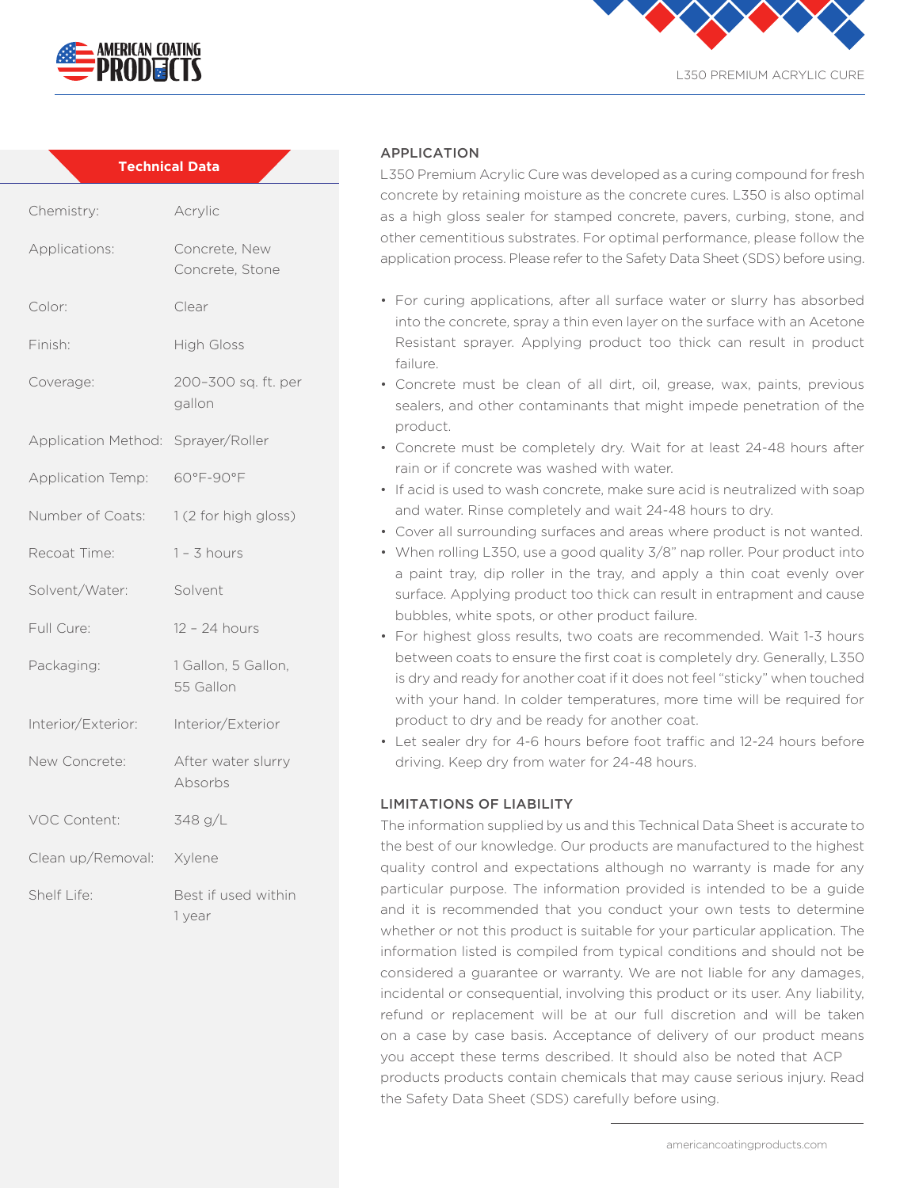## Technical Data

| | |
|---|---|
| Chemistry: | Acrylic |
| Applications: | Concrete, New Concrete, Stone |
| Color: | Clear |
| Finish: | High Gloss |
| Coverage: | 200–300 sq. ft. per gallon |
| Application Method: | Sprayer/Roller |
| Application Temp: | 60°F-90°F |
| Number of Coats: | 1 (2 for high gloss) |
| Recoat Time: | 1 - 3 hours |
| Solvent/Water: | Solvent |
| Full Cure: | 12 - 24 hours |
| Packaging: | 1 Gallon, 5 Gallon, 55 Gallon |
| Interior/Exterior: | Interior/Exterior |
| New Concrete: | After water slurry Absorbs |
| VOC Content: | 348 g/L |
| Clean up/Removal: | Xylene |
| Shelf Life: | Best if used within 1 year |

## APPLICATION

L350 Premium Acrylic Cure was developed as a curing compound for fresh concrete by retaining moisture as the concrete cures. L350 is also optimal as a high gloss sealer for stamped concrete, pavers, curbing, stone, and other cementitious substrates. For optimal performance, please follow the application process. Please refer to the Safety Data Sheet (SDS) before using.

- For curing applications, after all surface water or slurry has absorbed into the concrete, spray a thin even layer on the surface with an Acetone Resistant sprayer. Applying product too thick can result in product failure.
- Concrete must be clean of all dirt, oil, grease, wax, paints, previous sealers, and other contaminants that might impede penetration of the product.
- Concrete must be completely dry. Wait for at least 24-48 hours after rain or if concrete was washed with water.
- If acid is used to wash concrete, make sure acid is neutralized with soap and water. Rinse completely and wait 24-48 hours to dry.
- Cover all surrounding surfaces and areas where product is not wanted.
- When rolling L350, use a good quality 3/8" nap roller. Pour product into a paint tray, dip roller in the tray, and apply a thin coat evenly over surface. Applying product too thick can result in entrapment and cause bubbles, white spots, or other product failure.
- For highest gloss results, two coats are recommended. Wait 1-3 hours between coats to ensure the first coat is completely dry. Generally, L350 is dry and ready for another coat if it does not feel "sticky" when touched with your hand. In colder temperatures, more time will be required for product to dry and be ready for another coat.
- Let sealer dry for 4-6 hours before foot traffic and 12-24 hours before driving. Keep dry from water for 24-48 hours.

## LIMITATIONS OF LIABILITY

The information supplied by us and this Technical Data Sheet is accurate to the best of our knowledge. Our products are manufactured to the highest quality control and expectations although no warranty is made for any particular purpose. The information provided is intended to be a guide and it is recommended that you conduct your own tests to determine whether or not this product is suitable for your particular application. The information listed is compiled from typical conditions and should not be considered a guarantee or warranty. We are not liable for any damages, incidental or consequential, involving this product or its user. Any liability, refund or replacement will be at our full discretion and will be taken on a case by case basis. Acceptance of delivery of our product means you accept these terms described. It should also be noted that ACP products products contain chemicals that may cause serious injury. Read the Safety Data Sheet (SDS) carefully before using.

americancoatingproducts.com